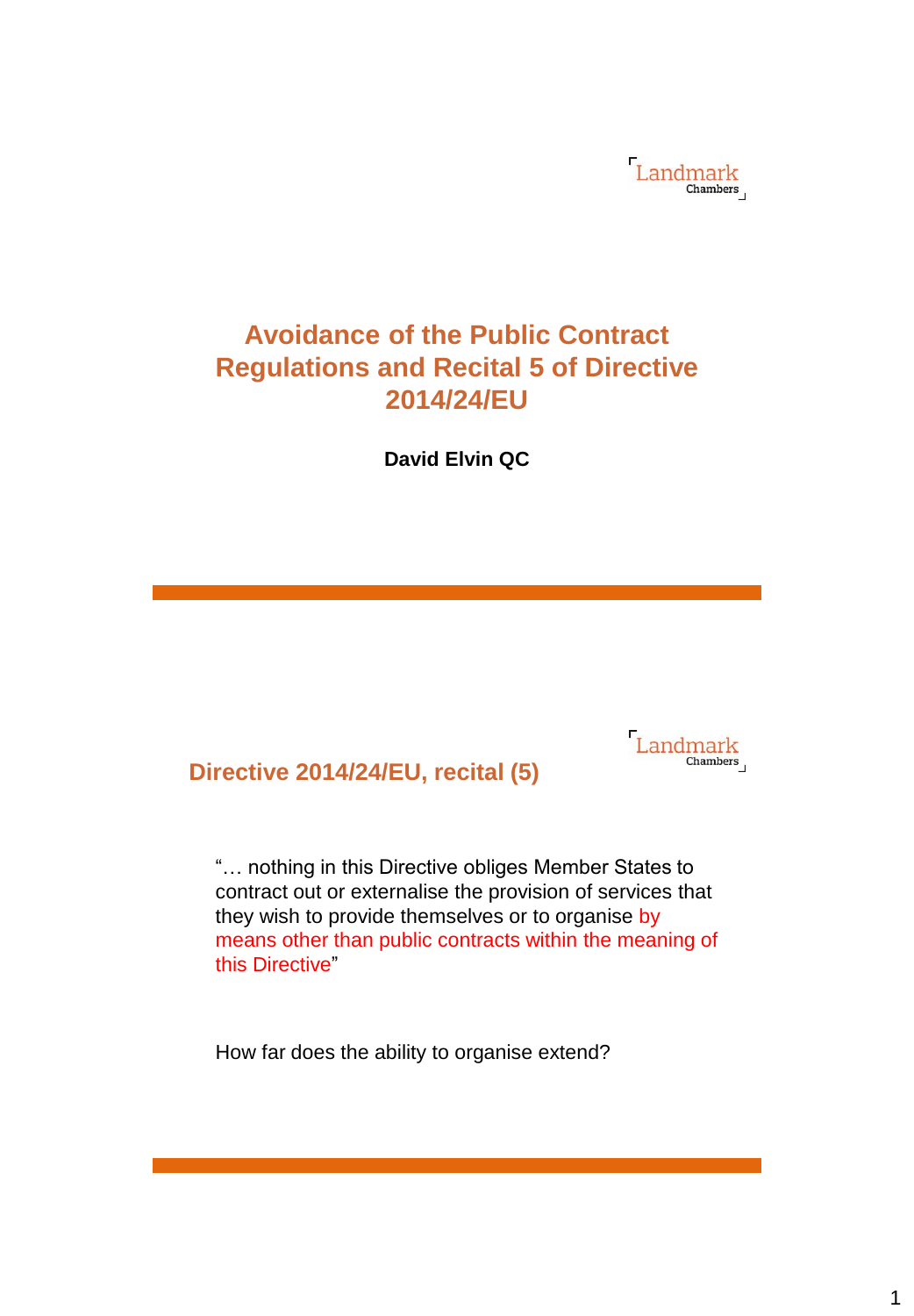# Avoidance of the Public Contract Regulations and Recital 5 of Directive 2014/24/EU

**David Elvin QC**

## Directive 2014/24/EU, recital (5)

"… nothing in this Directive obliges Member States to contract out or externalise the provision of services that they wish to provide themselves or to organise by means other than public contracts within the meaning of this Directive"

How far does the ability to organise extend?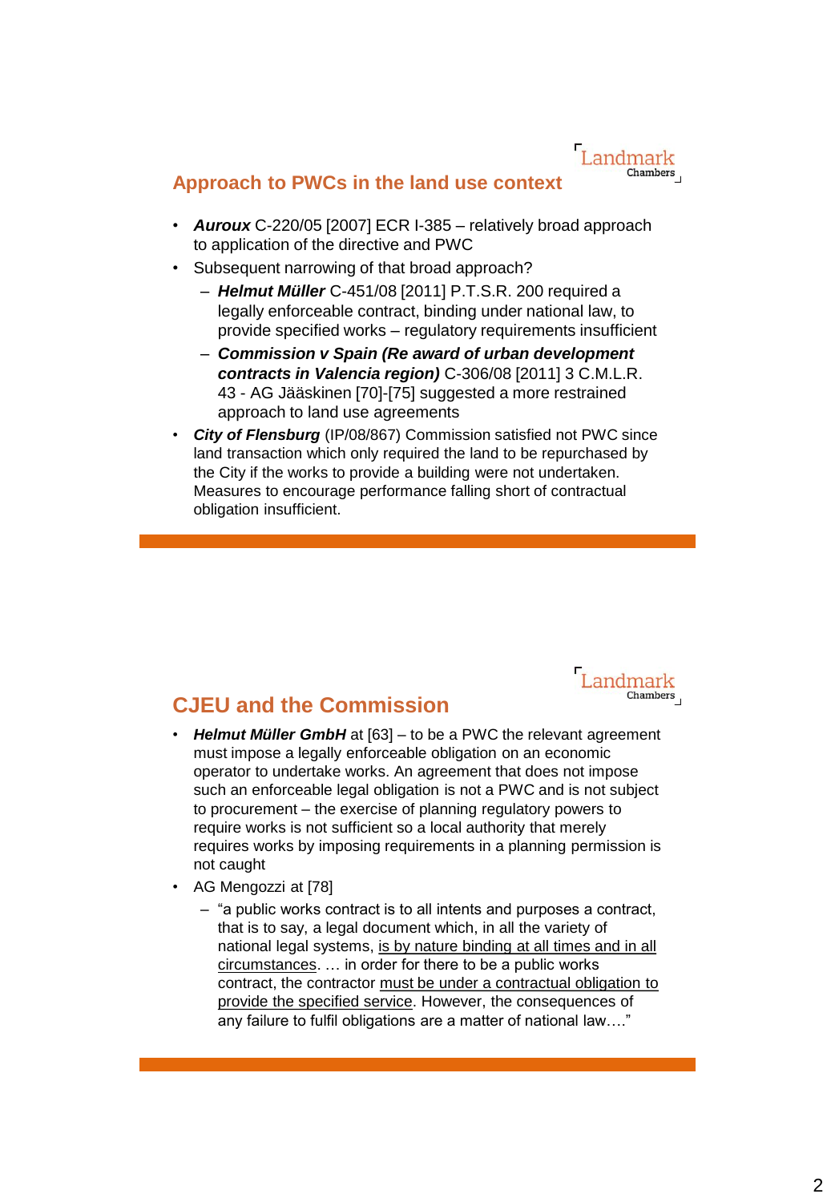## Approach to PWCs in the land use context

- ***Auroux*** C-220/05 [2007] ECR I-385 – relatively broad approach to application of the directive and PWC
- Subsequent narrowing of that broad approach?
  - ***Helmut Müller*** C-451/08 [2011] P.T.S.R. 200 required a legally enforceable contract, binding under national law, to provide specified works – regulatory requirements insufficient
  - ***Commission v Spain (Re award of urban development contracts in Valencia region)*** C-306/08 [2011] 3 C.M.L.R. 43 - AG Jääskinen [70]-[75] suggested a more restrained approach to land use agreements
- ***City of Flensburg*** (IP/08/867) Commission satisfied not PWC since land transaction which only required the land to be repurchased by the City if the works to provide a building were not undertaken. Measures to encourage performance falling short of contractual obligation insufficient.

## CJEU and the Commission

- ***Helmut Müller GmbH*** at [63] – to be a PWC the relevant agreement must impose a legally enforceable obligation on an economic operator to undertake works. An agreement that does not impose such an enforceable legal obligation is not a PWC and is not subject to procurement – the exercise of planning regulatory powers to require works is not sufficient so a local authority that merely requires works by imposing requirements in a planning permission is not caught
- AG Mengozzi at [78]
  - "a public works contract is to all intents and purposes a contract, that is to say, a legal document which, in all the variety of national legal systems, <u>is by nature binding at all times and in all circumstances</u>. … in order for there to be a public works contract, the contractor <u>must be under a contractual obligation to provide the specified service</u>. However, the consequences of any failure to fulfil obligations are a matter of national law…."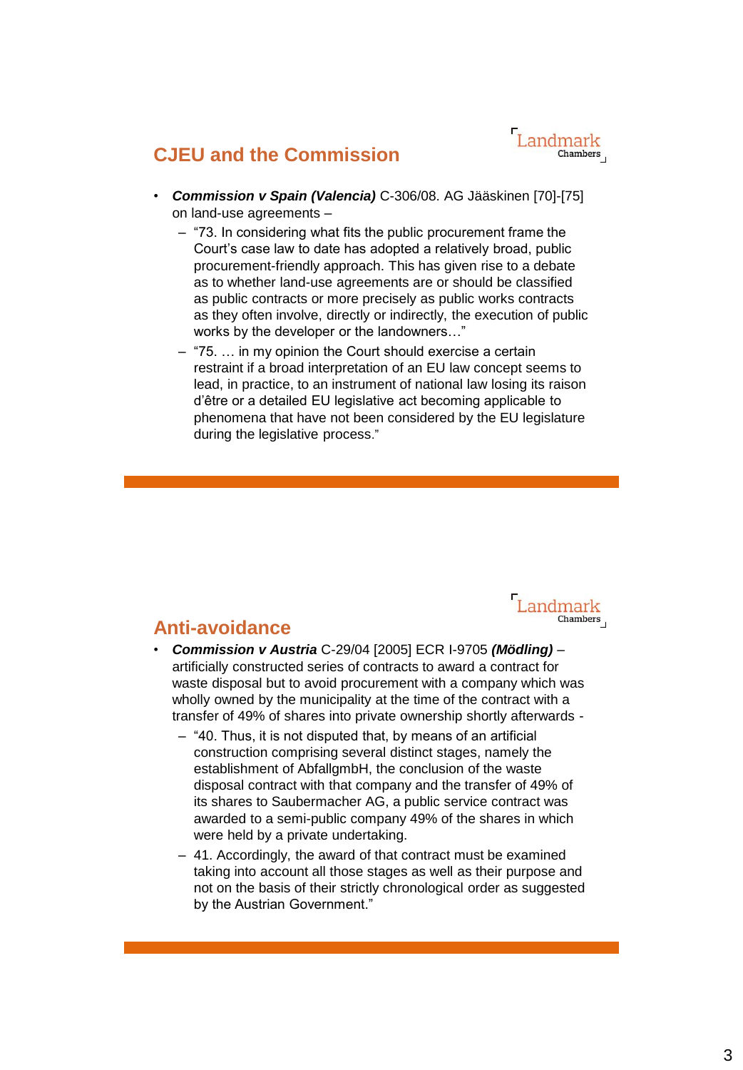## CJEU and the Commission

- ***Commission v Spain (Valencia)*** C-306/08. AG Jääskinen [70]-[75] on land-use agreements –
  - "73. In considering what fits the public procurement frame the Court's case law to date has adopted a relatively broad, public procurement-friendly approach. This has given rise to a debate as to whether land-use agreements are or should be classified as public contracts or more precisely as public works contracts as they often involve, directly or indirectly, the execution of public works by the developer or the landowners…"
  - "75. … in my opinion the Court should exercise a certain restraint if a broad interpretation of an EU law concept seems to lead, in practice, to an instrument of national law losing its raison d'être or a detailed EU legislative act becoming applicable to phenomena that have not been considered by the EU legislature during the legislative process."

## Anti-avoidance

- ***Commission v Austria*** C-29/04 [2005] ECR I-9705 ***(Mödling)*** – artificially constructed series of contracts to award a contract for waste disposal but to avoid procurement with a company which was wholly owned by the municipality at the time of the contract with a transfer of 49% of shares into private ownership shortly afterwards -
  - "40. Thus, it is not disputed that, by means of an artificial construction comprising several distinct stages, namely the establishment of AbfallgmbH, the conclusion of the waste disposal contract with that company and the transfer of 49% of its shares to Saubermacher AG, a public service contract was awarded to a semi-public company 49% of the shares in which were held by a private undertaking.
  - 41. Accordingly, the award of that contract must be examined taking into account all those stages as well as their purpose and not on the basis of their strictly chronological order as suggested by the Austrian Government."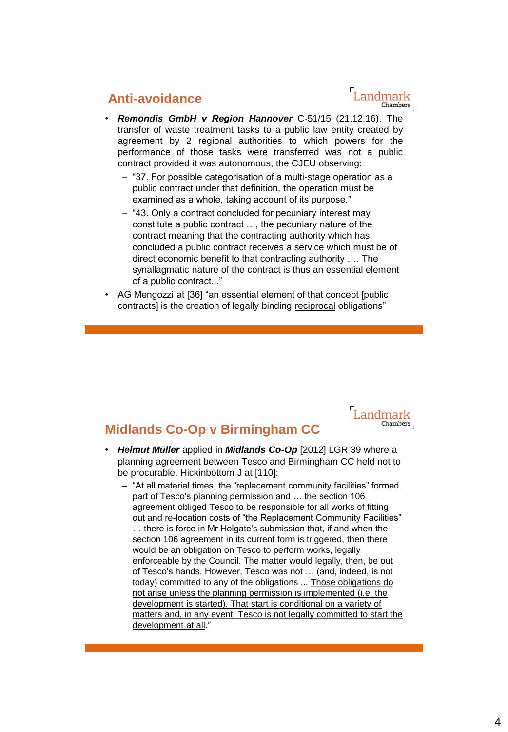## Anti-avoidance

- ***Remondis GmbH v Region Hannover*** C-51/15 (21.12.16). The transfer of waste treatment tasks to a public law entity created by agreement by 2 regional authorities to which powers for the performance of those tasks were transferred was not a public contract provided it was autonomous, the CJEU observing:
  - "37. For possible categorisation of a multi-stage operation as a public contract under that definition, the operation must be examined as a whole, taking account of its purpose."
  - "43. Only a contract concluded for pecuniary interest may constitute a public contract …, the pecuniary nature of the contract meaning that the contracting authority which has concluded a public contract receives a service which must be of direct economic benefit to that contracting authority …. The synallagmatic nature of the contract is thus an essential element of a public contract..."
- AG Mengozzi at [36] "an essential element of that concept [public contracts] is the creation of legally binding <u>reciprocal</u> obligations"

## Midlands Co-Op v Birmingham CC

- ***Helmut Müller*** applied in ***Midlands Co-Op*** [2012] LGR 39 where a planning agreement between Tesco and Birmingham CC held not to be procurable. Hickinbottom J at [110]:
  - "At all material times, the "replacement community facilities" formed part of Tesco's planning permission and … the section 106 agreement obliged Tesco to be responsible for all works of fitting out and re-location costs of "the Replacement Community Facilities" … there is force in Mr Holgate's submission that, if and when the section 106 agreement in its current form is triggered, then there would be an obligation on Tesco to perform works, legally enforceable by the Council. The matter would legally, then, be out of Tesco's hands. However, Tesco was not … (and, indeed, is not today) committed to any of the obligations ... <u>Those obligations do not arise unless the planning permission is implemented (i.e. the development is started). That start is conditional on a variety of matters and, in any event, Tesco is not legally committed to start the development at all</u>."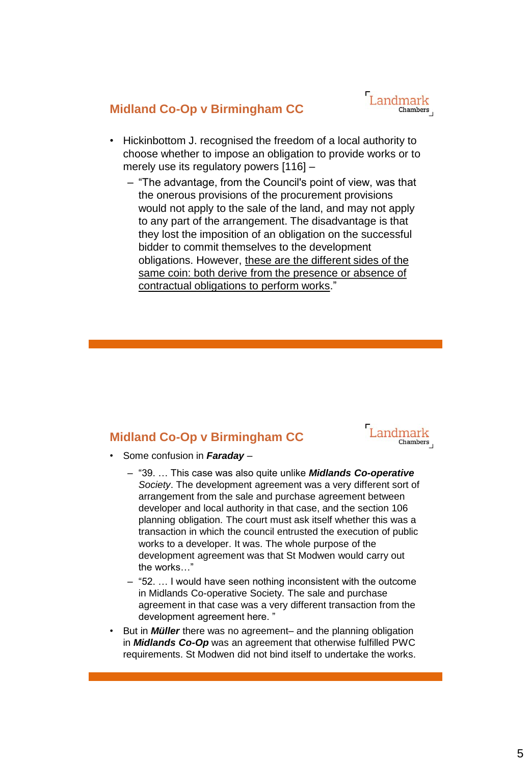## Midland Co-Op v Birmingham CC

- Hickinbottom J. recognised the freedom of a local authority to choose whether to impose an obligation to provide works or to merely use its regulatory powers [116] –
  - "The advantage, from the Council's point of view, was that the onerous provisions of the procurement provisions would not apply to the sale of the land, and may not apply to any part of the arrangement. The disadvantage is that they lost the imposition of an obligation on the successful bidder to commit themselves to the development obligations. However, <u>these are the different sides of the same coin: both derive from the presence or absence of contractual obligations to perform works</u>."

## Midland Co-Op v Birmingham CC

- Some confusion in ***Faraday*** –
  - "39. … This case was also quite unlike ***Midlands Co-operative*** *Society*. The development agreement was a very different sort of arrangement from the sale and purchase agreement between developer and local authority in that case, and the section 106 planning obligation. The court must ask itself whether this was a transaction in which the council entrusted the execution of public works to a developer. It was. The whole purpose of the development agreement was that St Modwen would carry out the works…"
  - "52. … I would have seen nothing inconsistent with the outcome in Midlands Co-operative Society. The sale and purchase agreement in that case was a very different transaction from the development agreement here. "
- But in ***Müller*** there was no agreement– and the planning obligation in ***Midlands Co-Op*** was an agreement that otherwise fulfilled PWC requirements. St Modwen did not bind itself to undertake the works.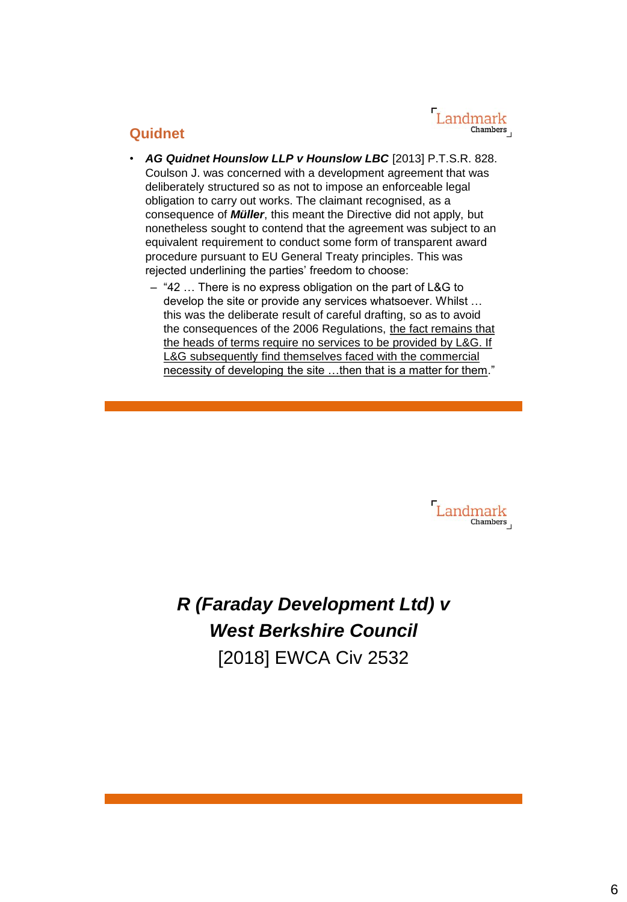## Quidnet

- ***AG Quidnet Hounslow LLP v Hounslow LBC*** [2013] P.T.S.R. 828. Coulson J. was concerned with a development agreement that was deliberately structured so as not to impose an enforceable legal obligation to carry out works. The claimant recognised, as a consequence of ***Müller***, this meant the Directive did not apply, but nonetheless sought to contend that the agreement was subject to an equivalent requirement to conduct some form of transparent award procedure pursuant to EU General Treaty principles. This was rejected underlining the parties' freedom to choose:
  - "42 … There is no express obligation on the part of L&G to develop the site or provide any services whatsoever. Whilst … this was the deliberate result of careful drafting, so as to avoid the consequences of the 2006 Regulations, <u>the fact remains that the heads of terms require no services to be provided by L&G. If L&G subsequently find themselves faced with the commercial necessity of developing the site …then that is a matter for them</u>."

---

## ***R (Faraday Development Ltd) v West Berkshire Council***

[2018] EWCA Civ 2532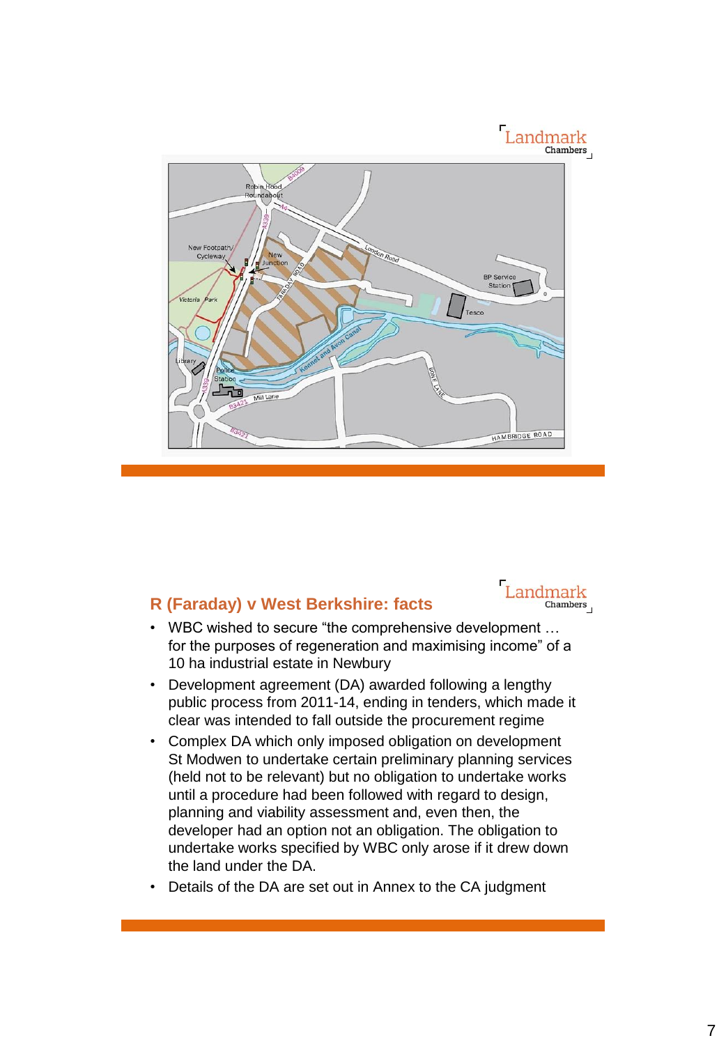## R (Faraday) v West Berkshire: facts

- WBC wished to secure "the comprehensive development … for the purposes of regeneration and maximising income" of a 10 ha industrial estate in Newbury
- Development agreement (DA) awarded following a lengthy public process from 2011-14, ending in tenders, which made it clear was intended to fall outside the procurement regime
- Complex DA which only imposed obligation on development St Modwen to undertake certain preliminary planning services (held not to be relevant) but no obligation to undertake works until a procedure had been followed with regard to design, planning and viability assessment and, even then, the developer had an option not an obligation. The obligation to undertake works specified by WBC only arose if it drew down the land under the DA.
- Details of the DA are set out in Annex to the CA judgment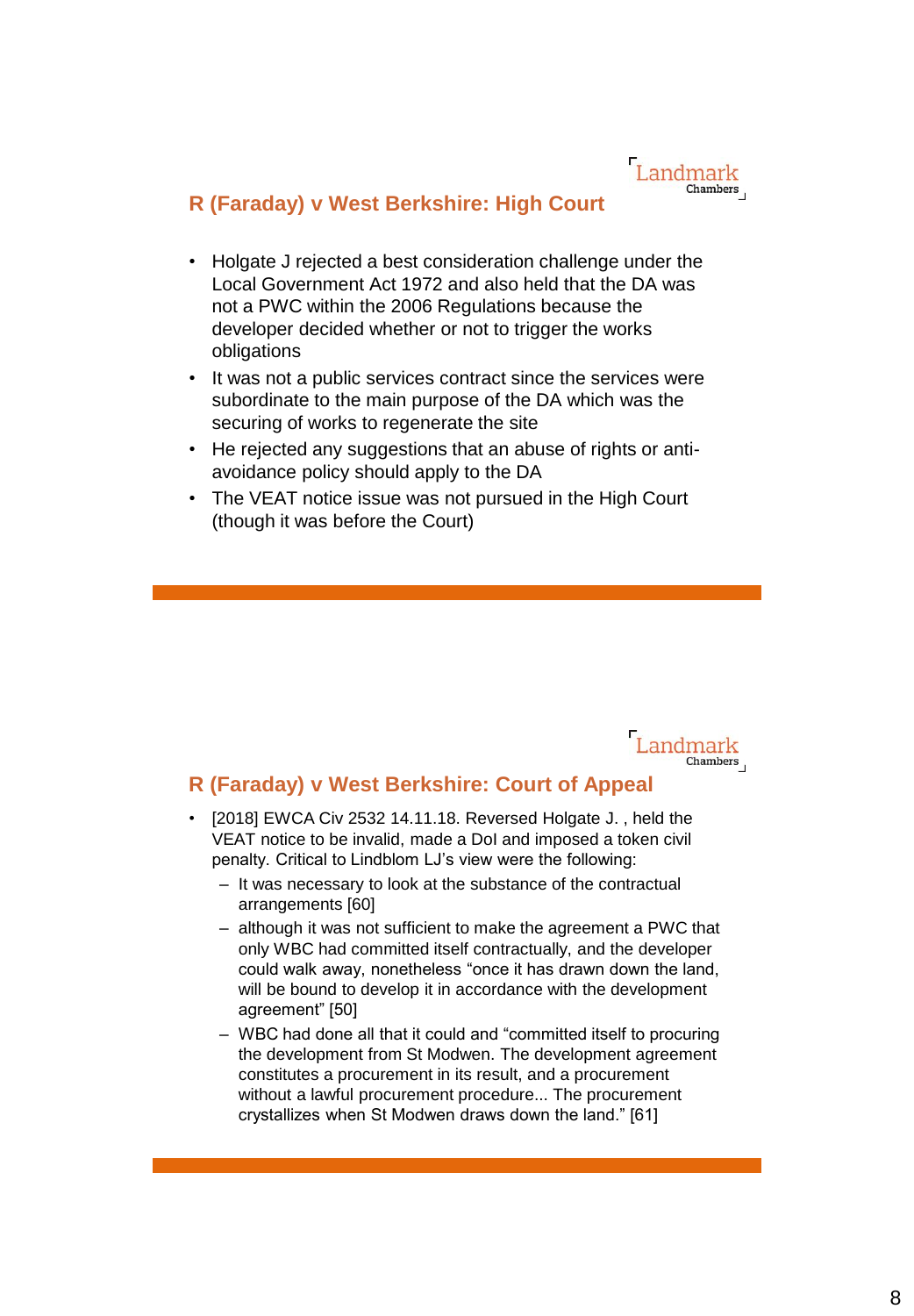## R (Faraday) v West Berkshire: High Court

- Holgate J rejected a best consideration challenge under the Local Government Act 1972 and also held that the DA was not a PWC within the 2006 Regulations because the developer decided whether or not to trigger the works obligations
- It was not a public services contract since the services were subordinate to the main purpose of the DA which was the securing of works to regenerate the site
- He rejected any suggestions that an abuse of rights or anti-avoidance policy should apply to the DA
- The VEAT notice issue was not pursued in the High Court (though it was before the Court)

## R (Faraday) v West Berkshire: Court of Appeal

- [2018] EWCA Civ 2532 14.11.18. Reversed Holgate J. , held the VEAT notice to be invalid, made a DoI and imposed a token civil penalty. Critical to Lindblom LJ's view were the following:
  - It was necessary to look at the substance of the contractual arrangements [60]
  - although it was not sufficient to make the agreement a PWC that only WBC had committed itself contractually, and the developer could walk away, nonetheless "once it has drawn down the land, will be bound to develop it in accordance with the development agreement" [50]
  - WBC had done all that it could and "committed itself to procuring the development from St Modwen. The development agreement constitutes a procurement in its result, and a procurement without a lawful procurement procedure... The procurement crystallizes when St Modwen draws down the land." [61]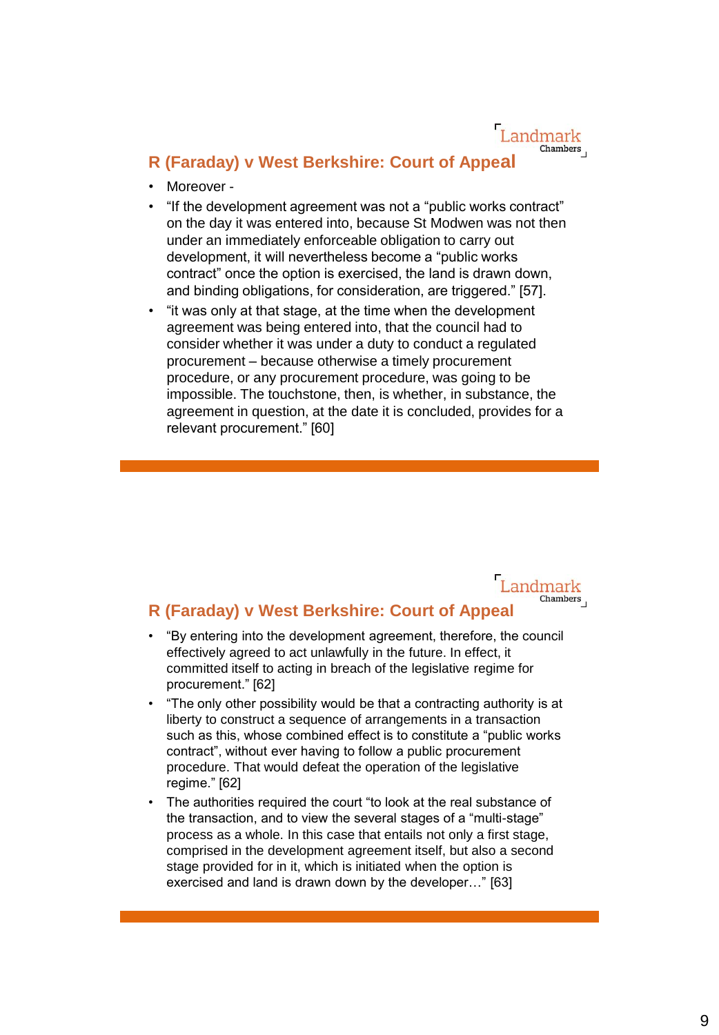## R (Faraday) v West Berkshire: Court of Appeal

- Moreover -
- "If the development agreement was not a "public works contract" on the day it was entered into, because St Modwen was not then under an immediately enforceable obligation to carry out development, it will nevertheless become a "public works contract" once the option is exercised, the land is drawn down, and binding obligations, for consideration, are triggered." [57].
- "it was only at that stage, at the time when the development agreement was being entered into, that the council had to consider whether it was under a duty to conduct a regulated procurement – because otherwise a timely procurement procedure, or any procurement procedure, was going to be impossible. The touchstone, then, is whether, in substance, the agreement in question, at the date it is concluded, provides for a relevant procurement." [60]

## R (Faraday) v West Berkshire: Court of Appeal

- "By entering into the development agreement, therefore, the council effectively agreed to act unlawfully in the future. In effect, it committed itself to acting in breach of the legislative regime for procurement." [62]
- "The only other possibility would be that a contracting authority is at liberty to construct a sequence of arrangements in a transaction such as this, whose combined effect is to constitute a "public works contract", without ever having to follow a public procurement procedure. That would defeat the operation of the legislative regime." [62]
- The authorities required the court "to look at the real substance of the transaction, and to view the several stages of a "multi-stage" process as a whole. In this case that entails not only a first stage, comprised in the development agreement itself, but also a second stage provided for in it, which is initiated when the option is exercised and land is drawn down by the developer…" [63]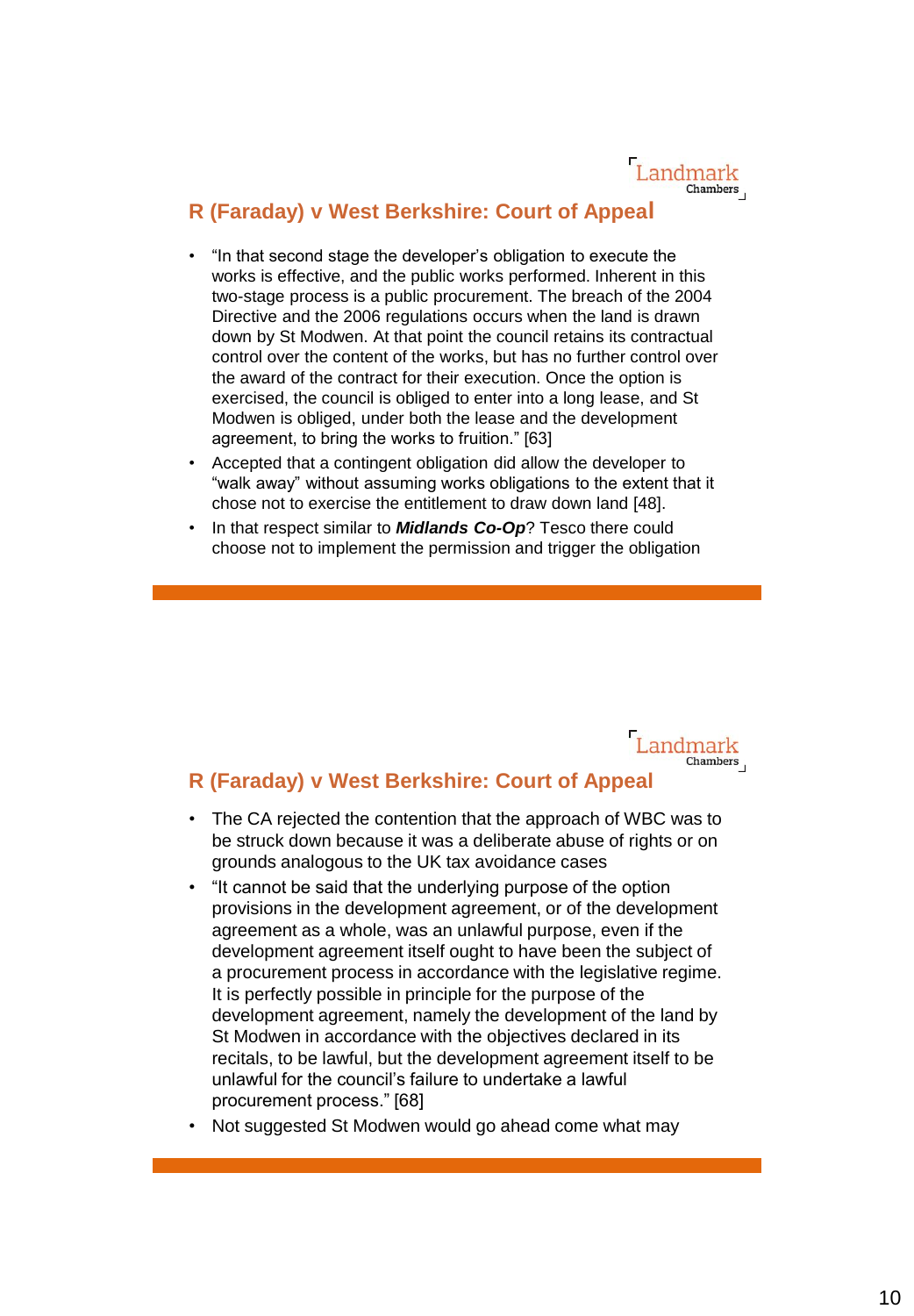## R (Faraday) v West Berkshire: Court of Appeal

- "In that second stage the developer's obligation to execute the works is effective, and the public works performed. Inherent in this two-stage process is a public procurement. The breach of the 2004 Directive and the 2006 regulations occurs when the land is drawn down by St Modwen. At that point the council retains its contractual control over the content of the works, but has no further control over the award of the contract for their execution. Once the option is exercised, the council is obliged to enter into a long lease, and St Modwen is obliged, under both the lease and the development agreement, to bring the works to fruition." [63]
- Accepted that a contingent obligation did allow the developer to "walk away" without assuming works obligations to the extent that it chose not to exercise the entitlement to draw down land [48].
- In that respect similar to ***Midlands Co-Op***? Tesco there could choose not to implement the permission and trigger the obligation

## R (Faraday) v West Berkshire: Court of Appeal

- The CA rejected the contention that the approach of WBC was to be struck down because it was a deliberate abuse of rights or on grounds analogous to the UK tax avoidance cases
- "It cannot be said that the underlying purpose of the option provisions in the development agreement, or of the development agreement as a whole, was an unlawful purpose, even if the development agreement itself ought to have been the subject of a procurement process in accordance with the legislative regime. It is perfectly possible in principle for the purpose of the development agreement, namely the development of the land by St Modwen in accordance with the objectives declared in its recitals, to be lawful, but the development agreement itself to be unlawful for the council's failure to undertake a lawful procurement process." [68]
- Not suggested St Modwen would go ahead come what may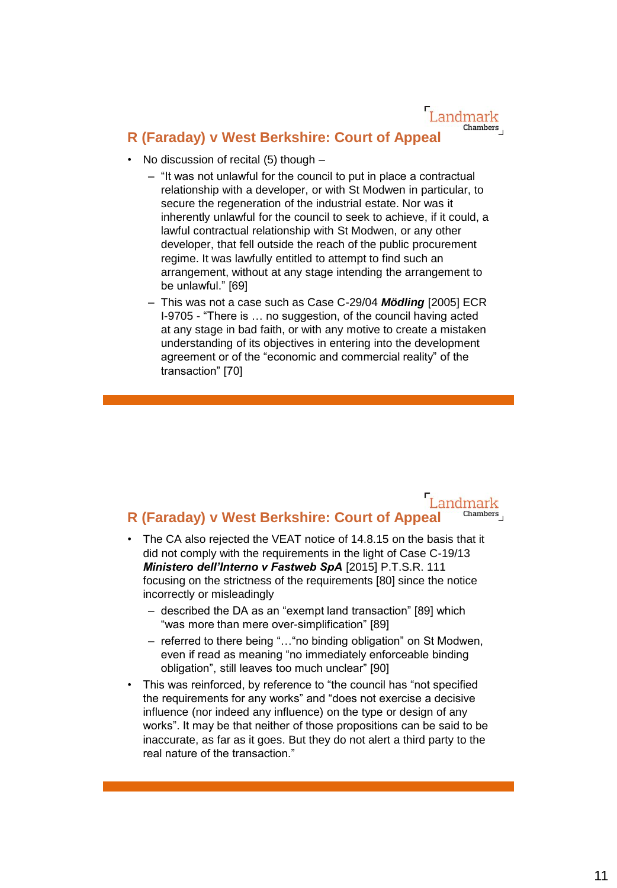## R (Faraday) v West Berkshire: Court of Appeal

- No discussion of recital (5) though –
  - "It was not unlawful for the council to put in place a contractual relationship with a developer, or with St Modwen in particular, to secure the regeneration of the industrial estate. Nor was it inherently unlawful for the council to seek to achieve, if it could, a lawful contractual relationship with St Modwen, or any other developer, that fell outside the reach of the public procurement regime. It was lawfully entitled to attempt to find such an arrangement, without at any stage intending the arrangement to be unlawful." [69]
  - This was not a case such as Case C-29/04 ***Mödling*** [2005] ECR I-9705 - "There is … no suggestion, of the council having acted at any stage in bad faith, or with any motive to create a mistaken understanding of its objectives in entering into the development agreement or of the "economic and commercial reality" of the transaction" [70]

## R (Faraday) v West Berkshire: Court of Appeal

- The CA also rejected the VEAT notice of 14.8.15 on the basis that it did not comply with the requirements in the light of Case C-19/13 ***Ministero dell'Interno v Fastweb SpA*** [2015] P.T.S.R. 111 focusing on the strictness of the requirements [80] since the notice incorrectly or misleadingly
  - described the DA as an "exempt land transaction" [89] which "was more than mere over-simplification" [89]
  - referred to there being "…"no binding obligation" on St Modwen, even if read as meaning "no immediately enforceable binding obligation", still leaves too much unclear" [90]
- This was reinforced, by reference to "the council has "not specified the requirements for any works" and "does not exercise a decisive influence (nor indeed any influence) on the type or design of any works". It may be that neither of those propositions can be said to be inaccurate, as far as it goes. But they do not alert a third party to the real nature of the transaction."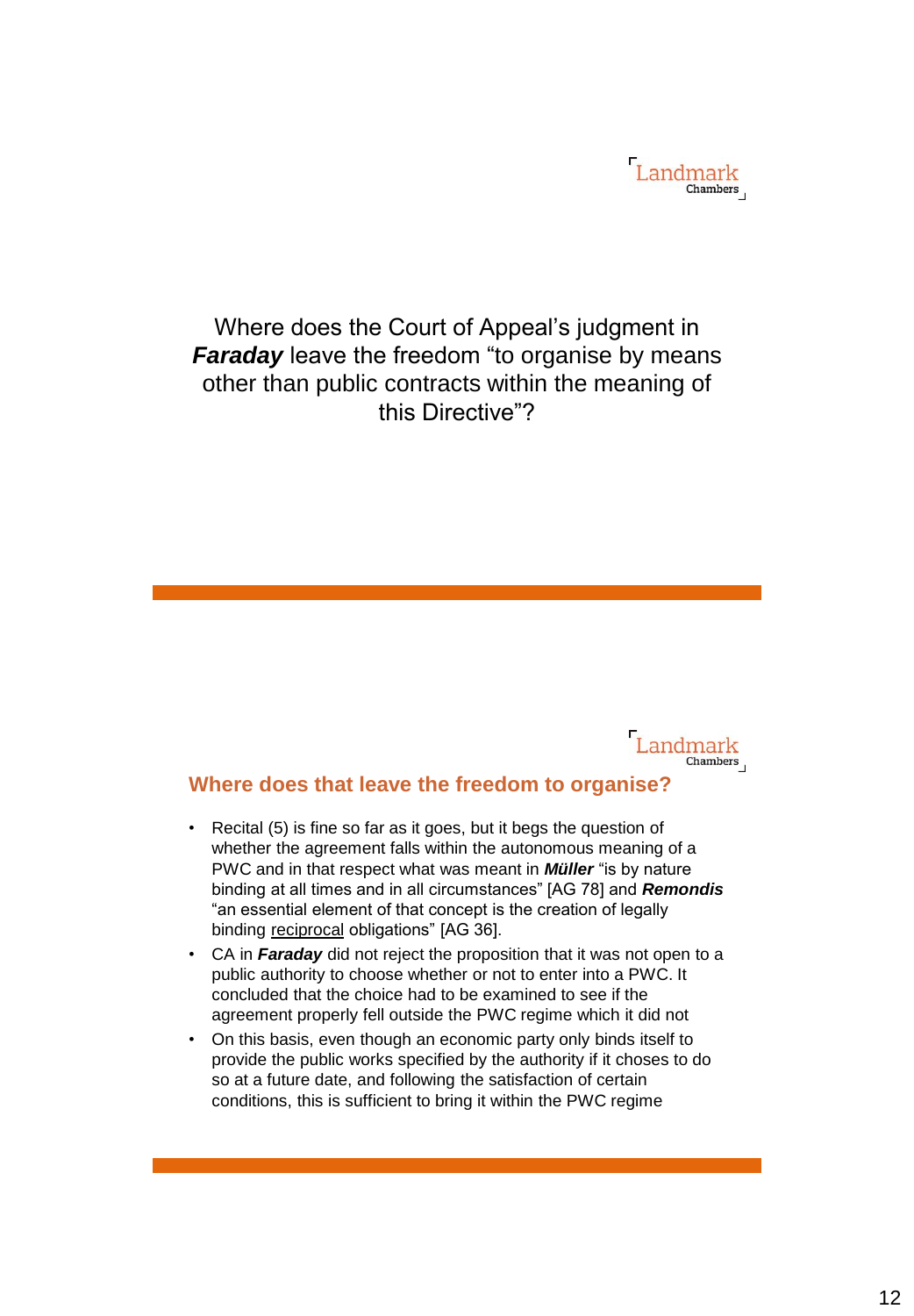Where does the Court of Appeal's judgment in ***Faraday*** leave the freedom "to organise by means other than public contracts within the meaning of this Directive"?

## Where does that leave the freedom to organise?

- Recital (5) is fine so far as it goes, but it begs the question of whether the agreement falls within the autonomous meaning of a PWC and in that respect what was meant in ***Müller*** "is by nature binding at all times and in all circumstances" [AG 78] and ***Remondis*** "an essential element of that concept is the creation of legally binding <u>reciprocal</u> obligations" [AG 36].
- CA in ***Faraday*** did not reject the proposition that it was not open to a public authority to choose whether or not to enter into a PWC. It concluded that the choice had to be examined to see if the agreement properly fell outside the PWC regime which it did not
- On this basis, even though an economic party only binds itself to provide the public works specified by the authority if it choses to do so at a future date, and following the satisfaction of certain conditions, this is sufficient to bring it within the PWC regime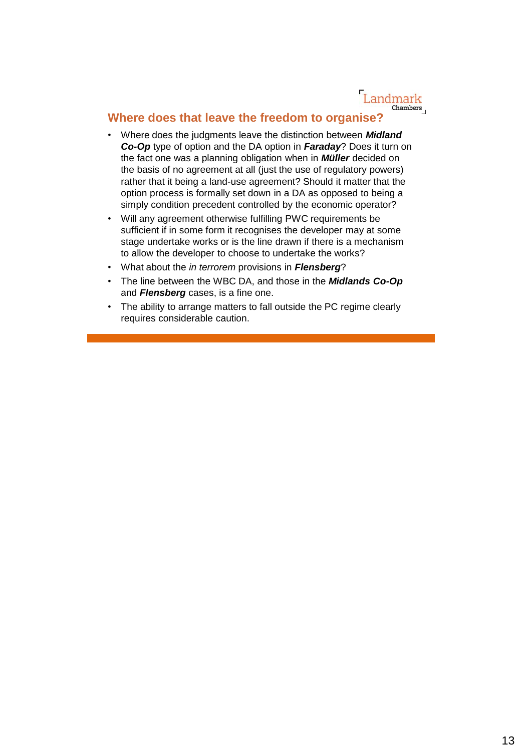## Where does that leave the freedom to organise?

- Where does the judgments leave the distinction between ***Midland Co-Op*** type of option and the DA option in ***Faraday***? Does it turn on the fact one was a planning obligation when in ***Müller*** decided on the basis of no agreement at all (just the use of regulatory powers) rather that it being a land-use agreement? Should it matter that the option process is formally set down in a DA as opposed to being a simply condition precedent controlled by the economic operator?
- Will any agreement otherwise fulfilling PWC requirements be sufficient if in some form it recognises the developer may at some stage undertake works or is the line drawn if there is a mechanism to allow the developer to choose to undertake the works?
- What about the *in terrorem* provisions in ***Flensberg***?
- The line between the WBC DA, and those in the ***Midlands Co-Op*** and ***Flensberg*** cases, is a fine one.
- The ability to arrange matters to fall outside the PC regime clearly requires considerable caution.